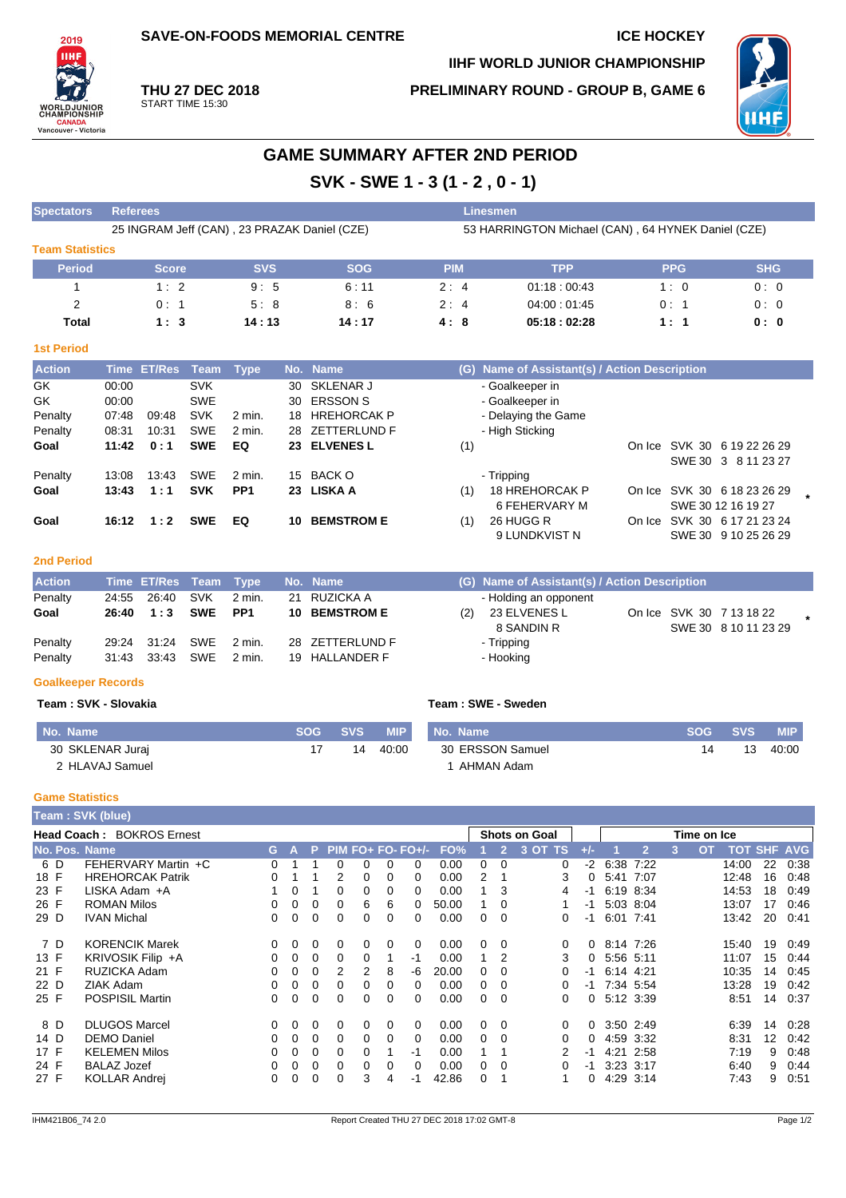SAVE-ON-FOODS MEMORIAL CENTRE

ICE HOCKEY

IIHF WORLD JUNIOR CHAMPIONSHIP

**THU 27 DEC 2018**
START TIME 15:30

PRELIMINARY ROUND - GROUP B, GAME 6

# GAME SUMMARY AFTER 2ND PERIOD

## SVK - SWE 1 - 3 (1 - 2 , 0 - 1)

| Spectators | Referees | Linesmen |
|---|---|---|
| | 25 INGRAM Jeff (CAN) , 23 PRAZAK Daniel (CZE) | 53 HARRINGTON Michael (CAN) , 64 HYNEK Daniel (CZE) |

### Team Statistics

| Period | Score | SVS | SOG | PIM | TPP | PPG | SHG |
|---|---|---|---|---|---|---|---|
| 1 | 1 : 2 | 9 : 5 | 6 : 11 | 2 : 4 | 01:18 : 00:43 | 1 : 0 | 0 : 0 |
| 2 | 0 : 1 | 5 : 8 | 8 : 6 | 2 : 4 | 04:00 : 01:45 | 0 : 1 | 0 : 0 |
| **Total** | **1 : 3** | **14 : 13** | **14 : 17** | **4 : 8** | **05:18 : 02:28** | **1 : 1** | **0 : 0** |

### 1st Period

| Action | Time | ET/Res | Team | Type | No. | Name | (G) | Name of Assistant(s) / Action Description | On Ice |
|---|---|---|---|---|---|---|---|---|---|
| GK | 00:00 | | SVK | | 30 | SKLENAR J | | - Goalkeeper in | |
| GK | 00:00 | | SWE | | 30 | ERSSON S | | - Goalkeeper in | |
| Penalty | 07:48 | 09:48 | SVK | 2 min. | 18 | HREHORCAK P | | - Delaying the Game | |
| Penalty | 08:31 | 10:31 | SWE | 2 min. | 28 | ZETTERLUND F | | - High Sticking | |
| **Goal** | **11:42** | **0 : 1** | **SWE** | **EQ** | **23** | **ELVENES L** | (1) | | SVK 30 6 19 22 26 29 / SWE 30 3 8 11 23 27 |
| Penalty | 13:08 | 13:43 | SWE | 2 min. | 15 | BACK O | | - Tripping | |
| **Goal** | **13:43** | **1 : 1** | **SVK** | **PP1** | **23** | **LISKA A** | (1) | 18 HREHORCAK P, 6 FEHERVARY M | SVK 30 6 18 23 26 29 / SWE 30 12 16 19 27 * |
| **Goal** | **16:12** | **1 : 2** | **SWE** | **EQ** | **10** | **BEMSTROM E** | (1) | 26 HUGG R, 9 LUNDKVIST N | SVK 30 6 17 21 23 24 / SWE 30 9 10 25 26 29 |

### 2nd Period

| Action | Time | ET/Res | Team | Type | No. | Name | (G) | Name of Assistant(s) / Action Description | On Ice |
|---|---|---|---|---|---|---|---|---|---|
| Penalty | 24:55 | 26:40 | SVK | 2 min. | 21 | RUZICKA A | | - Holding an opponent | |
| **Goal** | **26:40** | **1 : 3** | **SWE** | **PP1** | **10** | **BEMSTROM E** | (2) | 23 ELVENES L, 8 SANDIN R | SVK 30 7 13 18 22 / SWE 30 8 10 11 23 29 * |
| Penalty | 29:24 | 31:24 | SWE | 2 min. | 28 | ZETTERLUND F | | - Tripping | |
| Penalty | 31:43 | 33:43 | SWE | 2 min. | 19 | HALLANDER F | | - Hooking | |

### Goalkeeper Records

**Team : SVK - Slovakia**

| No. Name | SOG | SVS | MIP |
|---|---|---|---|
| 30 SKLENAR Juraj | 17 | 14 | 40:00 |
| 2 HLAVAJ Samuel | | | |

**Team : SWE - Sweden**

| No. Name | SOG | SVS | MIP |
|---|---|---|---|
| 30 ERSSON Samuel | 14 | 13 | 40:00 |
| 1 AHMAN Adam | | | |

### Game Statistics

**Team : SVK (blue)**

**Head Coach : BOKROS Ernest**

| No. | Pos. | Name | G | A | P | PIM | FO+ | FO- | FO+/- | FO% | SOG 1 | SOG 2 | SOG 3 | SOG OT | SOG TS | +/- | TOI 1 | TOI 2 | TOI 3 | TOI OT | TOT | SHF | AVG |
|---|---|---|---|---|---|---|---|---|---|---|---|---|---|---|---|---|---|---|---|---|---|---|---|
| 6 | D | FEHERVARY Martin +C | 0 | 1 | 1 | 0 | 0 | 0 | 0 | 0.00 | 0 | 0 | | | 0 | -2 | 6:38 | 7:22 | | | 14:00 | 22 | 0:38 |
| 18 | F | HREHORCAK Patrik | 0 | 1 | 1 | 2 | 0 | 0 | 0 | 0.00 | 2 | 1 | | | 3 | 0 | 5:41 | 7:07 | | | 12:48 | 16 | 0:48 |
| 23 | F | LISKA Adam +A | 1 | 0 | 1 | 0 | 0 | 0 | 0 | 0.00 | 1 | 3 | | | 4 | -1 | 6:19 | 8:34 | | | 14:53 | 18 | 0:49 |
| 26 | F | ROMAN Milos | 0 | 0 | 0 | 0 | 6 | 6 | 0 | 50.00 | 1 | 0 | | | 1 | -1 | 5:03 | 8:04 | | | 13:07 | 17 | 0:46 |
| 29 | D | IVAN Michal | 0 | 0 | 0 | 0 | 0 | 0 | 0 | 0.00 | 0 | 0 | | | 0 | -1 | 6:01 | 7:41 | | | 13:42 | 20 | 0:41 |
| 7 | D | KORENCIK Marek | 0 | 0 | 0 | 0 | 0 | 0 | 0 | 0.00 | 0 | 0 | | | 0 | 0 | 8:14 | 7:26 | | | 15:40 | 19 | 0:49 |
| 13 | F | KRIVOSIK Filip +A | 0 | 0 | 0 | 0 | 0 | 1 | -1 | 0.00 | 1 | 2 | | | 3 | 0 | 5:56 | 5:11 | | | 11:07 | 15 | 0:44 |
| 21 | F | RUZICKA Adam | 0 | 0 | 0 | 2 | 2 | 8 | -6 | 20.00 | 0 | 0 | | | 0 | -1 | 6:14 | 4:21 | | | 10:35 | 14 | 0:45 |
| 22 | D | ZIAK Adam | 0 | 0 | 0 | 0 | 0 | 0 | 0 | 0.00 | 0 | 0 | | | 0 | -1 | 7:34 | 5:54 | | | 13:28 | 19 | 0:42 |
| 25 | F | POSPISIL Martin | 0 | 0 | 0 | 0 | 0 | 0 | 0 | 0.00 | 0 | 0 | | | 0 | 0 | 5:12 | 3:39 | | | 8:51 | 14 | 0:37 |
| 8 | D | DLUGOS Marcel | 0 | 0 | 0 | 0 | 0 | 0 | 0 | 0.00 | 0 | 0 | | | 0 | 0 | 3:50 | 2:49 | | | 6:39 | 14 | 0:28 |
| 14 | D | DEMO Daniel | 0 | 0 | 0 | 0 | 0 | 0 | 0 | 0.00 | 0 | 0 | | | 0 | 0 | 4:59 | 3:32 | | | 8:31 | 12 | 0:42 |
| 17 | F | KELEMEN Milos | 0 | 0 | 0 | 0 | 0 | 1 | -1 | 0.00 | 1 | 1 | | | 2 | -1 | 4:21 | 2:58 | | | 7:19 | 9 | 0:48 |
| 24 | F | BALAZ Jozef | 0 | 0 | 0 | 0 | 0 | 0 | 0 | 0.00 | 0 | 0 | | | 0 | -1 | 3:23 | 3:17 | | | 6:40 | 9 | 0:44 |
| 27 | F | KOLLAR Andrej | 0 | 0 | 0 | 0 | 3 | 4 | -1 | 42.86 | 0 | 1 | | | 1 | 0 | 4:29 | 3:14 | | | 7:43 | 9 | 0:51 |

IHM421B06_74 2.0 Report Created THU 27 DEC 2018 17:02 GMT-8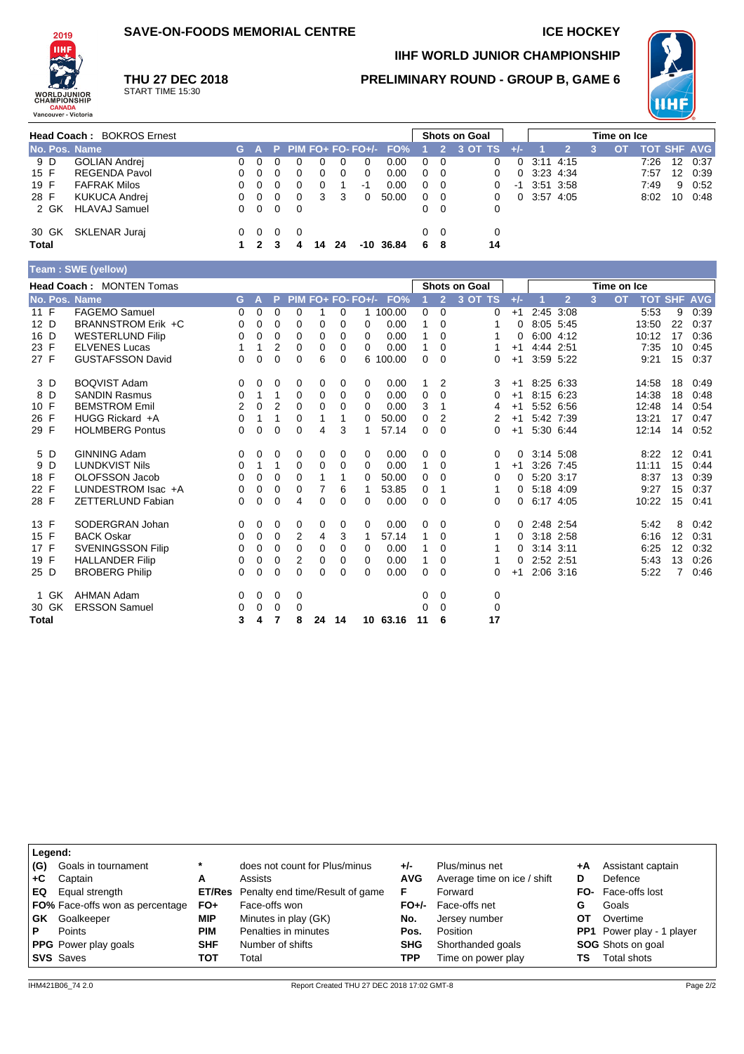**SAVE-ON-FOODS MEMORIAL CENTRE**

**ICE HOCKEY**

**IIHF WORLD JUNIOR CHAMPIONSHIP**

**THU 27 DEC 2018**
START TIME 15:30

**PRELIMINARY ROUND - GROUP B, GAME 6**

**Head Coach : BOKROS Ernest**

| No. | Pos. | Name | G | A | P | PIM | FO+ | FO- | FO+/- | FO% | SOG 1 | SOG 2 | SOG 3 | SOG OT | SOG TS | +/- | TOI 1 | TOI 2 | TOI 3 | TOI OT | TOT | SHF | AVG |
|---|---|---|---|---|---|---|---|---|---|---|---|---|---|---|---|---|---|---|---|---|---|---|---|
| 9 | D | GOLIAN Andrej | 0 | 0 | 0 | 0 | 0 | 0 | 0 | 0.00 | 0 | 0 | | | 0 | 0 | 3:11 | 4:15 | | | 7:26 | 12 | 0:37 |
| 15 | F | REGENDA Pavol | 0 | 0 | 0 | 0 | 0 | 0 | 0 | 0.00 | 0 | 0 | | | 0 | 0 | 3:23 | 4:34 | | | 7:57 | 12 | 0:39 |
| 19 | F | FAFRAK Milos | 0 | 0 | 0 | 0 | 0 | 1 | -1 | 0.00 | 0 | 0 | | | 0 | -1 | 3:51 | 3:58 | | | 7:49 | 9 | 0:52 |
| 28 | F | KUKUCA Andrej | 0 | 0 | 0 | 0 | 3 | 3 | 0 | 50.00 | 0 | 0 | | | 0 | 0 | 3:57 | 4:05 | | | 8:02 | 10 | 0:48 |
| 2 | GK | HLAVAJ Samuel | 0 | 0 | 0 | 0 | | | | | 0 | 0 | | | 0 | | | | | | | | |
| 30 | GK | SKLENAR Juraj | 0 | 0 | 0 | 0 | | | | | 0 | 0 | | | 0 | | | | | | | | |
| **Total** | | | **1** | **2** | **3** | **4** | **14** | **24** | **-10** | **36.84** | **6** | **8** | | | **14** | | | | | | | | |

**Team : SWE (yellow)**

**Head Coach : MONTEN Tomas**

| No. | Pos. | Name | G | A | P | PIM | FO+ | FO- | FO+/- | FO% | SOG 1 | SOG 2 | SOG 3 | SOG OT | SOG TS | +/- | TOI 1 | TOI 2 | TOI 3 | TOI OT | TOT | SHF | AVG |
|---|---|---|---|---|---|---|---|---|---|---|---|---|---|---|---|---|---|---|---|---|---|---|---|
| 11 | F | FAGEMO Samuel | 0 | 0 | 0 | 0 | 1 | 0 | 1 | 100.00 | 0 | 0 | | | 0 | +1 | 2:45 | 3:08 | | | 5:53 | 9 | 0:39 |
| 12 | D | BRANNSTROM Erik +C | 0 | 0 | 0 | 0 | 0 | 0 | 0 | 0.00 | 1 | 0 | | | 1 | 0 | 8:05 | 5:45 | | | 13:50 | 22 | 0:37 |
| 16 | D | WESTERLUND Filip | 0 | 0 | 0 | 0 | 0 | 0 | 0 | 0.00 | 1 | 0 | | | 1 | 0 | 6:00 | 4:12 | | | 10:12 | 17 | 0:36 |
| 23 | F | ELVENES Lucas | 1 | 1 | 2 | 0 | 0 | 0 | 0 | 0.00 | 1 | 0 | | | 1 | +1 | 4:44 | 2:51 | | | 7:35 | 10 | 0:45 |
| 27 | F | GUSTAFSSON David | 0 | 0 | 0 | 0 | 6 | 0 | 6 | 100.00 | 0 | 0 | | | 0 | +1 | 3:59 | 5:22 | | | 9:21 | 15 | 0:37 |
| 3 | D | BOQVIST Adam | 0 | 0 | 0 | 0 | 0 | 0 | 0 | 0.00 | 1 | 2 | | | 3 | +1 | 8:25 | 6:33 | | | 14:58 | 18 | 0:49 |
| 8 | D | SANDIN Rasmus | 0 | 1 | 1 | 0 | 0 | 0 | 0 | 0.00 | 0 | 0 | | | 0 | +1 | 8:15 | 6:23 | | | 14:38 | 18 | 0:48 |
| 10 | F | BEMSTROM Emil | 2 | 0 | 2 | 0 | 0 | 0 | 0 | 0.00 | 3 | 1 | | | 4 | +1 | 5:52 | 6:56 | | | 12:48 | 14 | 0:54 |
| 26 | F | HUGG Rickard +A | 0 | 1 | 1 | 0 | 1 | 1 | 0 | 50.00 | 0 | 2 | | | 2 | +1 | 5:42 | 7:39 | | | 13:21 | 17 | 0:47 |
| 29 | F | HOLMBERG Pontus | 0 | 0 | 0 | 0 | 4 | 3 | 1 | 57.14 | 0 | 0 | | | 0 | +1 | 5:30 | 6:44 | | | 12:14 | 14 | 0:52 |
| 5 | D | GINNING Adam | 0 | 0 | 0 | 0 | 0 | 0 | 0 | 0.00 | 0 | 0 | | | 0 | 0 | 3:14 | 5:08 | | | 8:22 | 12 | 0:41 |
| 9 | D | LUNDKVIST Nils | 0 | 1 | 1 | 0 | 0 | 0 | 0 | 0.00 | 1 | 0 | | | 1 | +1 | 3:26 | 7:45 | | | 11:11 | 15 | 0:44 |
| 18 | F | OLOFSSON Jacob | 0 | 0 | 0 | 0 | 1 | 1 | 0 | 50.00 | 0 | 0 | | | 0 | 0 | 5:20 | 3:17 | | | 8:37 | 13 | 0:39 |
| 22 | F | LUNDESTROM Isac +A | 0 | 0 | 0 | 0 | 7 | 6 | 1 | 53.85 | 0 | 1 | | | 1 | 0 | 5:18 | 4:09 | | | 9:27 | 15 | 0:37 |
| 28 | F | ZETTERLUND Fabian | 0 | 0 | 0 | 4 | 0 | 0 | 0 | 0.00 | 0 | 0 | | | 0 | 0 | 6:17 | 4:05 | | | 10:22 | 15 | 0:41 |
| 13 | F | SODERGRAN Johan | 0 | 0 | 0 | 0 | 0 | 0 | 0 | 0.00 | 0 | 0 | | | 0 | 0 | 2:48 | 2:54 | | | 5:42 | 8 | 0:42 |
| 15 | F | BACK Oskar | 0 | 0 | 0 | 2 | 4 | 3 | 1 | 57.14 | 1 | 0 | | | 1 | 0 | 3:18 | 2:58 | | | 6:16 | 12 | 0:31 |
| 17 | F | SVENINGSSON Filip | 0 | 0 | 0 | 0 | 0 | 0 | 0 | 0.00 | 1 | 0 | | | 1 | 0 | 3:14 | 3:11 | | | 6:25 | 12 | 0:32 |
| 19 | F | HALLANDER Filip | 0 | 0 | 0 | 2 | 0 | 0 | 0 | 0.00 | 1 | 0 | | | 1 | 0 | 2:52 | 2:51 | | | 5:43 | 13 | 0:26 |
| 25 | D | BROBERG Philip | 0 | 0 | 0 | 0 | 0 | 0 | 0 | 0.00 | 0 | 0 | | | 0 | +1 | 2:06 | 3:16 | | | 5:22 | 7 | 0:46 |
| 1 | GK | AHMAN Adam | 0 | 0 | 0 | 0 | | | | | 0 | 0 | | | 0 | | | | | | | | |
| 30 | GK | ERSSON Samuel | 0 | 0 | 0 | 0 | | | | | 0 | 0 | | | 0 | | | | | | | | |
| **Total** | | | **3** | **4** | **7** | **8** | **24** | **14** | **10** | **63.16** | **11** | **6** | | | **17** | | | | | | | | |

**Legend:**

| | | | | | | | |
|---|---|---|---|---|---|---|---|
| (G) | Goals in tournament | * | does not count for Plus/minus | +/- | Plus/minus net | +A | Assistant captain |
| +C | Captain | A | Assists | AVG | Average time on ice / shift | D | Defence |
| EQ | Equal strength | ET/Res | Penalty end time/Result of game | F | Forward | FO- | Face-offs lost |
| FO% | Face-offs won as percentage | FO+ | Face-offs won | FO+/- | Face-offs net | G | Goals |
| GK | Goalkeeper | MIP | Minutes in play (GK) | No. | Jersey number | OT | Overtime |
| P | Points | PIM | Penalties in minutes | Pos. | Position | PP1 | Power play - 1 player |
| PPG | Power play goals | SHF | Number of shifts | SHG | Shorthanded goals | SOG | Shots on goal |
| SVS | Saves | TOT | Total | TPP | Time on power play | TS | Total shots |

IHM421B06_74 2.0 — Report Created THU 27 DEC 2018 17:02 GMT-8